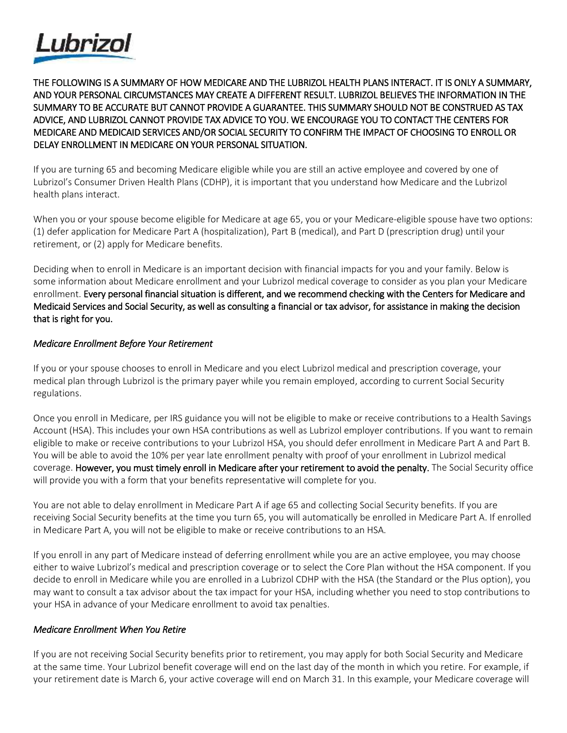Lubrizol

**THE FOLLOWING IS A SUMMARY OF HOW MEDICARE AND THE LUBRIZOL HEALTH PLANS INTERACT. IT IS ONLY A SUMMARY, AND YOUR PERSONAL CIRCUMSTANCES MAY CREATE A DIFFERENT RESULT. LUBRIZOL BELIEVES THE INFORMATION IN THE SUMMARY TO BE ACCURATE BUT CANNOT PROVIDE A GUARANTEE. THIS SUMMARY SHOULD NOT BE CONSTRUED AS TAX ADVICE, AND LUBRIZOL CANNOT PROVIDE TAX ADVICE TO YOU. WE ENCOURAGE YOU TO CONTACT THE CENTERS FOR MEDICARE AND MEDICAID SERVICES AND/OR SOCIAL SECURITY TO CONFIRM THE IMPACT OF CHOOSING TO ENROLL OR DELAY ENROLLMENT IN MEDICARE ON YOUR PERSONAL SITUATION.**

If you are turning 65 and becoming Medicare eligible while you are still an active employee and covered by one of Lubrizol's Consumer Driven Health Plans (CDHP), it is important that you understand how Medicare and the Lubrizol health plans interact.

When you or your spouse become eligible for Medicare at age 65, you or your Medicare-eligible spouse have two options: (1) defer application for Medicare Part A (hospitalization), Part B (medical), and Part D (prescription drug) until your retirement, or (2) apply for Medicare benefits.

Deciding when to enroll in Medicare is an important decision with financial impacts for you and your family. Below is some information about Medicare enrollment and your Lubrizol medical coverage to consider as you plan your Medicare enrollment. **Every personal financial situation is different, and we recommend checking with the Centers for Medicare and Medicaid Services and Social Security, as well as consulting a financial or tax advisor, for assistance in making the decision that is right for you.**

*Medicare Enrollment Before Your Retirement*

If you or your spouse chooses to enroll in Medicare and you elect Lubrizol medical and prescription coverage, your medical plan through Lubrizol is the primary payer while you remain employed, according to current Social Security regulations.

Once you enroll in Medicare, per IRS guidance you will not be eligible to make or receive contributions to a Health Savings Account (HSA). This includes your own HSA contributions as well as Lubrizol employer contributions. If you want to remain eligible to make or receive contributions to your Lubrizol HSA, you should defer enrollment in Medicare Part A and Part B. You will be able to avoid the 10% per year late enrollment penalty with proof of your enrollment in Lubrizol medical coverage. **However, you must timely enroll in Medicare after your retirement to avoid the penalty.** The Social Security office will provide you with a form that your benefits representative will complete for you.

You are not able to delay enrollment in Medicare Part A if age 65 and collecting Social Security benefits. If you are receiving Social Security benefits at the time you turn 65, you will automatically be enrolled in Medicare Part A. If enrolled in Medicare Part A, you will not be eligible to make or receive contributions to an HSA.

If you enroll in any part of Medicare instead of deferring enrollment while you are an active employee, you may choose either to waive Lubrizol's medical and prescription coverage or to select the Core Plan without the HSA component. If you decide to enroll in Medicare while you are enrolled in a Lubrizol CDHP with the HSA (the Standard or the Plus option), you may want to consult a tax advisor about the tax impact for your HSA, including whether you need to stop contributions to your HSA in advance of your Medicare enrollment to avoid tax penalties.

*Medicare Enrollment When You Retire*

If you are not receiving Social Security benefits prior to retirement, you may apply for both Social Security and Medicare at the same time. Your Lubrizol benefit coverage will end on the last day of the month in which you retire. For example, if your retirement date is March 6, your active coverage will end on March 31. In this example, your Medicare coverage will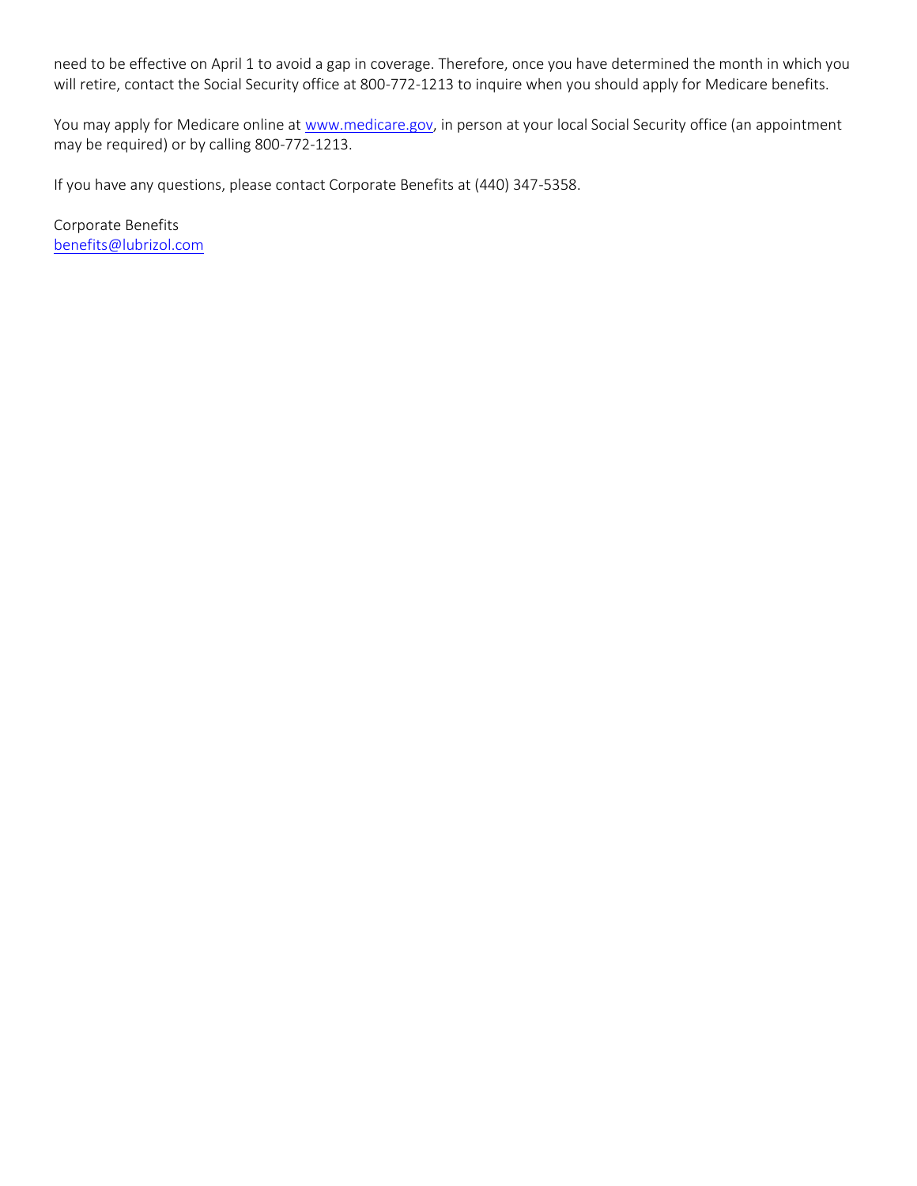need to be effective on April 1 to avoid a gap in coverage. Therefore, once you have determined the month in which you will retire, contact the Social Security office at 800-772-1213 to inquire when you should apply for Medicare benefits.

You may apply for Medicare online at www.medicare.gov, in person at your local Social Security office (an appointment may be required) or by calling 800-772-1213.

If you have any questions, please contact Corporate Benefits at (440) 347-5358.

Corporate Benefits
benefits@lubrizol.com